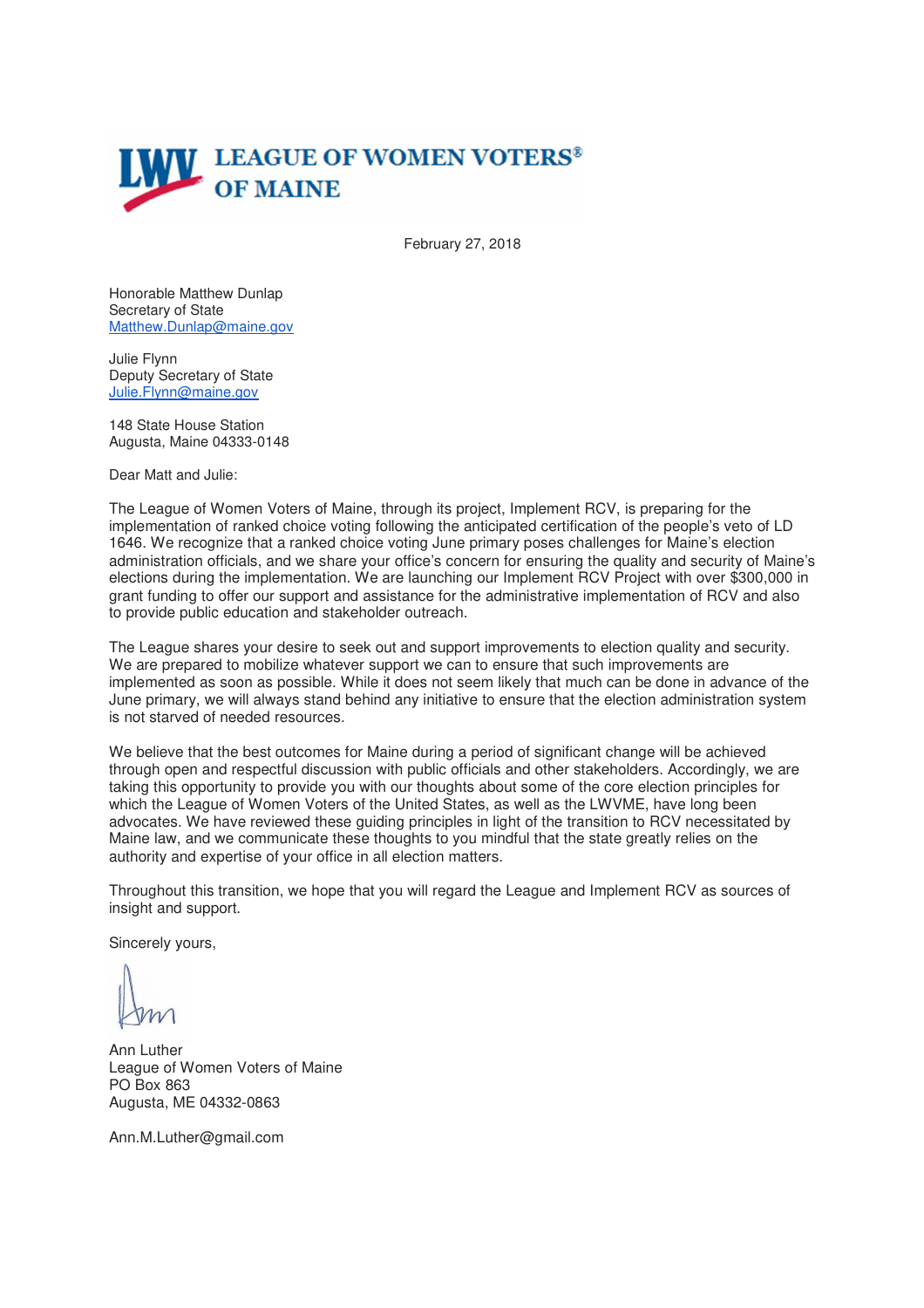# LEAGUE OF WOMEN VOTERS® OF MAINE

February 27, 2018

Honorable Matthew Dunlap
Secretary of State
Matthew.Dunlap@maine.gov

Julie Flynn
Deputy Secretary of State
Julie.Flynn@maine.gov

148 State House Station
Augusta, Maine 04333-0148

Dear Matt and Julie:

The League of Women Voters of Maine, through its project, Implement RCV, is preparing for the implementation of ranked choice voting following the anticipated certification of the people's veto of LD 1646. We recognize that a ranked choice voting June primary poses challenges for Maine's election administration officials, and we share your office's concern for ensuring the quality and security of Maine's elections during the implementation. We are launching our Implement RCV Project with over $300,000 in grant funding to offer our support and assistance for the administrative implementation of RCV and also to provide public education and stakeholder outreach.

The League shares your desire to seek out and support improvements to election quality and security. We are prepared to mobilize whatever support we can to ensure that such improvements are implemented as soon as possible. While it does not seem likely that much can be done in advance of the June primary, we will always stand behind any initiative to ensure that the election administration system is not starved of needed resources.

We believe that the best outcomes for Maine during a period of significant change will be achieved through open and respectful discussion with public officials and other stakeholders. Accordingly, we are taking this opportunity to provide you with our thoughts about some of the core election principles for which the League of Women Voters of the United States, as well as the LWVME, have long been advocates. We have reviewed these guiding principles in light of the transition to RCV necessitated by Maine law, and we communicate these thoughts to you mindful that the state greatly relies on the authority and expertise of your office in all election matters.

Throughout this transition, we hope that you will regard the League and Implement RCV as sources of insight and support.

Sincerely yours,

Ann Luther
League of Women Voters of Maine
PO Box 863
Augusta, ME 04332-0863

Ann.M.Luther@gmail.com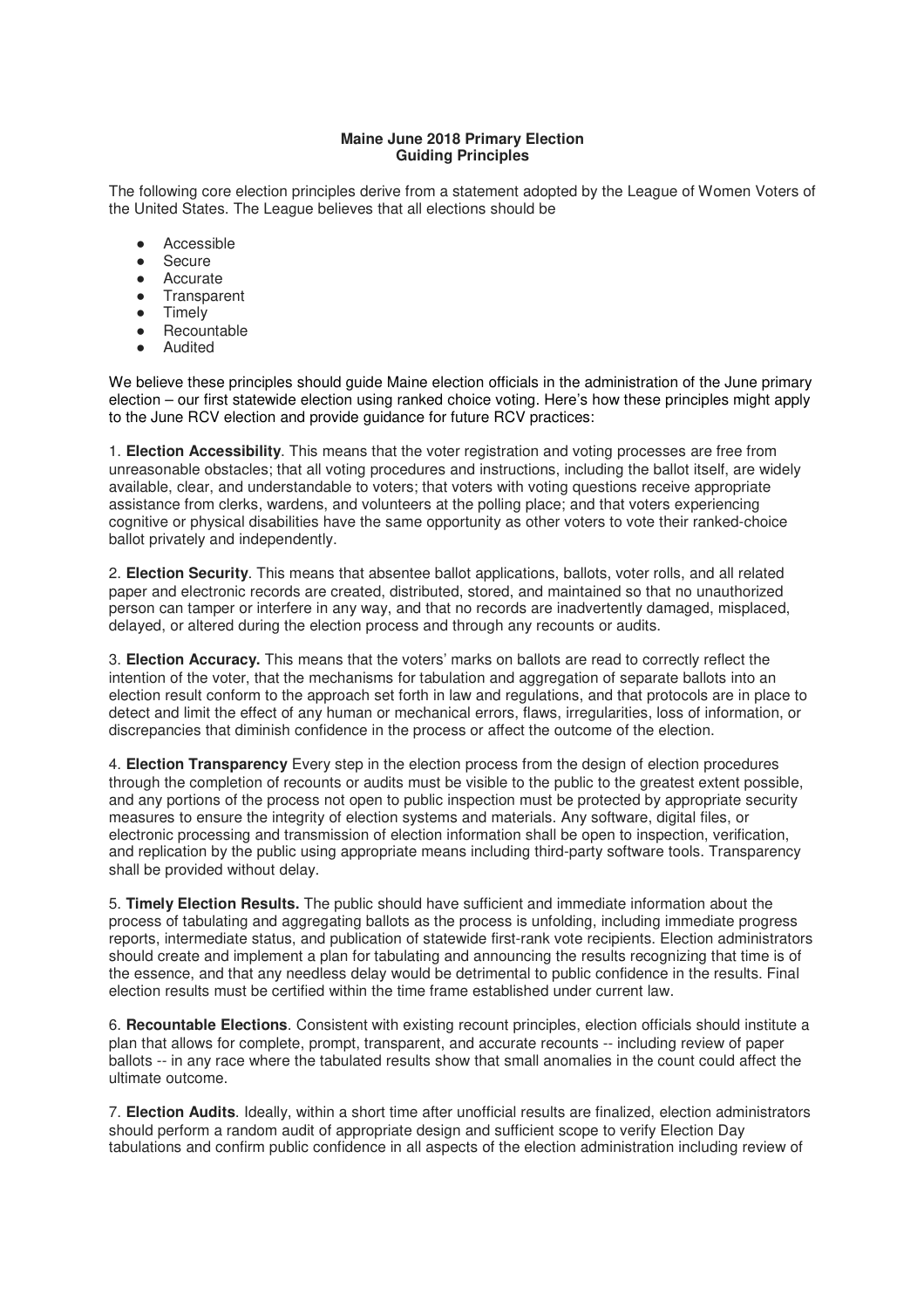**Maine June 2018 Primary Election**
**Guiding Principles**

The following core election principles derive from a statement adopted by the League of Women Voters of the United States. The League believes that all elections should be

- Accessible
- Secure
- Accurate
- Transparent
- Timely
- Recountable
- Audited

We believe these principles should guide Maine election officials in the administration of the June primary election – our first statewide election using ranked choice voting. Here's how these principles might apply to the June RCV election and provide guidance for future RCV practices:

1. **Election Accessibility**. This means that the voter registration and voting processes are free from unreasonable obstacles; that all voting procedures and instructions, including the ballot itself, are widely available, clear, and understandable to voters; that voters with voting questions receive appropriate assistance from clerks, wardens, and volunteers at the polling place; and that voters experiencing cognitive or physical disabilities have the same opportunity as other voters to vote their ranked-choice ballot privately and independently.

2. **Election Security**. This means that absentee ballot applications, ballots, voter rolls, and all related paper and electronic records are created, distributed, stored, and maintained so that no unauthorized person can tamper or interfere in any way, and that no records are inadvertently damaged, misplaced, delayed, or altered during the election process and through any recounts or audits.

3. **Election Accuracy.** This means that the voters' marks on ballots are read to correctly reflect the intention of the voter, that the mechanisms for tabulation and aggregation of separate ballots into an election result conform to the approach set forth in law and regulations, and that protocols are in place to detect and limit the effect of any human or mechanical errors, flaws, irregularities, loss of information, or discrepancies that diminish confidence in the process or affect the outcome of the election.

4. **Election Transparency** Every step in the election process from the design of election procedures through the completion of recounts or audits must be visible to the public to the greatest extent possible, and any portions of the process not open to public inspection must be protected by appropriate security measures to ensure the integrity of election systems and materials. Any software, digital files, or electronic processing and transmission of election information shall be open to inspection, verification, and replication by the public using appropriate means including third-party software tools. Transparency shall be provided without delay.

5. **Timely Election Results.** The public should have sufficient and immediate information about the process of tabulating and aggregating ballots as the process is unfolding, including immediate progress reports, intermediate status, and publication of statewide first-rank vote recipients. Election administrators should create and implement a plan for tabulating and announcing the results recognizing that time is of the essence, and that any needless delay would be detrimental to public confidence in the results. Final election results must be certified within the time frame established under current law.

6. **Recountable Elections**. Consistent with existing recount principles, election officials should institute a plan that allows for complete, prompt, transparent, and accurate recounts -- including review of paper ballots -- in any race where the tabulated results show that small anomalies in the count could affect the ultimate outcome.

7. **Election Audits**. Ideally, within a short time after unofficial results are finalized, election administrators should perform a random audit of appropriate design and sufficient scope to verify Election Day tabulations and confirm public confidence in all aspects of the election administration including review of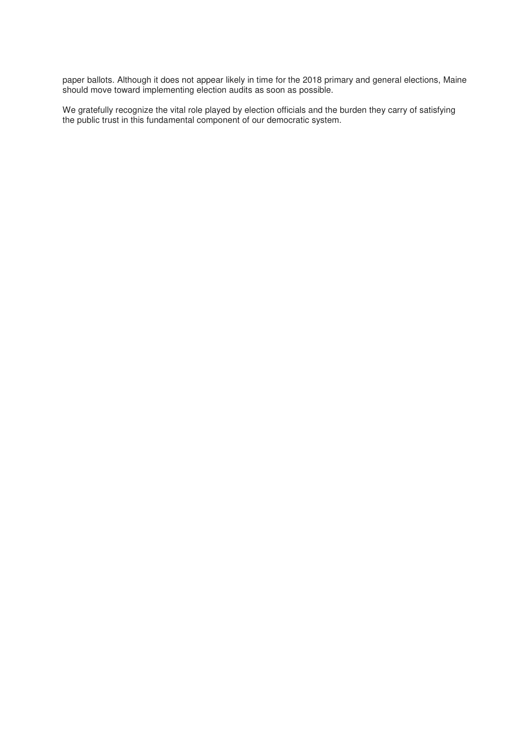paper ballots. Although it does not appear likely in time for the 2018 primary and general elections, Maine should move toward implementing election audits as soon as possible.

We gratefully recognize the vital role played by election officials and the burden they carry of satisfying the public trust in this fundamental component of our democratic system.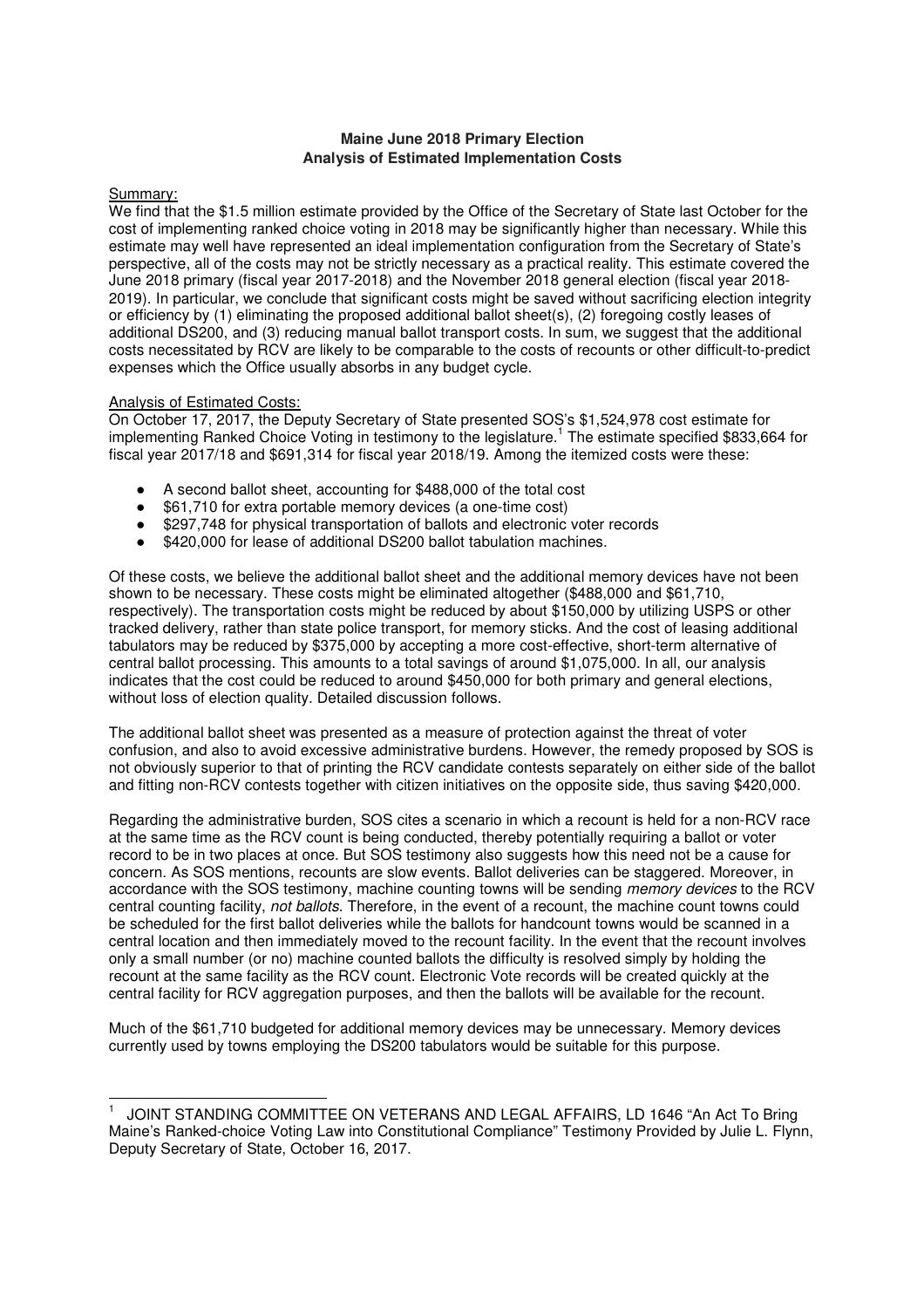**Maine June 2018 Primary Election**
**Analysis of Estimated Implementation Costs**

Summary:

We find that the $1.5 million estimate provided by the Office of the Secretary of State last October for the cost of implementing ranked choice voting in 2018 may be significantly higher than necessary. While this estimate may well have represented an ideal implementation configuration from the Secretary of State's perspective, all of the costs may not be strictly necessary as a practical reality. This estimate covered the June 2018 primary (fiscal year 2017-2018) and the November 2018 general election (fiscal year 2018-2019). In particular, we conclude that significant costs might be saved without sacrificing election integrity or efficiency by (1) eliminating the proposed additional ballot sheet(s), (2) foregoing costly leases of additional DS200, and (3) reducing manual ballot transport costs. In sum, we suggest that the additional costs necessitated by RCV are likely to be comparable to the costs of recounts or other difficult-to-predict expenses which the Office usually absorbs in any budget cycle.

Analysis of Estimated Costs:

On October 17, 2017, the Deputy Secretary of State presented SOS's $1,524,978 cost estimate for implementing Ranked Choice Voting in testimony to the legislature.[1] The estimate specified $833,664 for fiscal year 2017/18 and $691,314 for fiscal year 2018/19. Among the itemized costs were these:

- A second ballot sheet, accounting for $488,000 of the total cost
- $61,710 for extra portable memory devices (a one-time cost)
- $297,748 for physical transportation of ballots and electronic voter records
- $420,000 for lease of additional DS200 ballot tabulation machines.

Of these costs, we believe the additional ballot sheet and the additional memory devices have not been shown to be necessary. These costs might be eliminated altogether ($488,000 and $61,710, respectively). The transportation costs might be reduced by about $150,000 by utilizing USPS or other tracked delivery, rather than state police transport, for memory sticks. And the cost of leasing additional tabulators may be reduced by $375,000 by accepting a more cost-effective, short-term alternative of central ballot processing. This amounts to a total savings of around $1,075,000. In all, our analysis indicates that the cost could be reduced to around $450,000 for both primary and general elections, without loss of election quality. Detailed discussion follows.

The additional ballot sheet was presented as a measure of protection against the threat of voter confusion, and also to avoid excessive administrative burdens. However, the remedy proposed by SOS is not obviously superior to that of printing the RCV candidate contests separately on either side of the ballot and fitting non-RCV contests together with citizen initiatives on the opposite side, thus saving $420,000.

Regarding the administrative burden, SOS cites a scenario in which a recount is held for a non-RCV race at the same time as the RCV count is being conducted, thereby potentially requiring a ballot or voter record to be in two places at once. But SOS testimony also suggests how this need not be a cause for concern. As SOS mentions, recounts are slow events. Ballot deliveries can be staggered. Moreover, in accordance with the SOS testimony, machine counting towns will be sending *memory devices* to the RCV central counting facility, *not ballots*. Therefore, in the event of a recount, the machine count towns could be scheduled for the first ballot deliveries while the ballots for handcount towns would be scanned in a central location and then immediately moved to the recount facility. In the event that the recount involves only a small number (or no) machine counted ballots the difficulty is resolved simply by holding the recount at the same facility as the RCV count. Electronic Vote records will be created quickly at the central facility for RCV aggregation purposes, and then the ballots will be available for the recount.

Much of the $61,710 budgeted for additional memory devices may be unnecessary. Memory devices currently used by towns employing the DS200 tabulators would be suitable for this purpose.

[1] JOINT STANDING COMMITTEE ON VETERANS AND LEGAL AFFAIRS, LD 1646 "An Act To Bring Maine's Ranked-choice Voting Law into Constitutional Compliance" Testimony Provided by Julie L. Flynn, Deputy Secretary of State, October 16, 2017.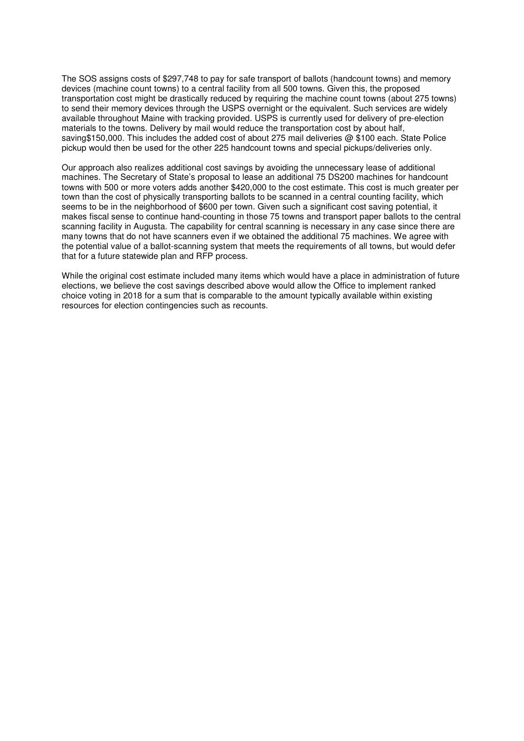The SOS assigns costs of $297,748 to pay for safe transport of ballots (handcount towns) and memory devices (machine count towns) to a central facility from all 500 towns. Given this, the proposed transportation cost might be drastically reduced by requiring the machine count towns (about 275 towns) to send their memory devices through the USPS overnight or the equivalent. Such services are widely available throughout Maine with tracking provided. USPS is currently used for delivery of pre-election materials to the towns. Delivery by mail would reduce the transportation cost by about half, saving$150,000. This includes the added cost of about 275 mail deliveries @ $100 each. State Police pickup would then be used for the other 225 handcount towns and special pickups/deliveries only.

Our approach also realizes additional cost savings by avoiding the unnecessary lease of additional machines. The Secretary of State's proposal to lease an additional 75 DS200 machines for handcount towns with 500 or more voters adds another $420,000 to the cost estimate. This cost is much greater per town than the cost of physically transporting ballots to be scanned in a central counting facility, which seems to be in the neighborhood of $600 per town. Given such a significant cost saving potential, it makes fiscal sense to continue hand-counting in those 75 towns and transport paper ballots to the central scanning facility in Augusta. The capability for central scanning is necessary in any case since there are many towns that do not have scanners even if we obtained the additional 75 machines. We agree with the potential value of a ballot-scanning system that meets the requirements of all towns, but would defer that for a future statewide plan and RFP process.

While the original cost estimate included many items which would have a place in administration of future elections, we believe the cost savings described above would allow the Office to implement ranked choice voting in 2018 for a sum that is comparable to the amount typically available within existing resources for election contingencies such as recounts.